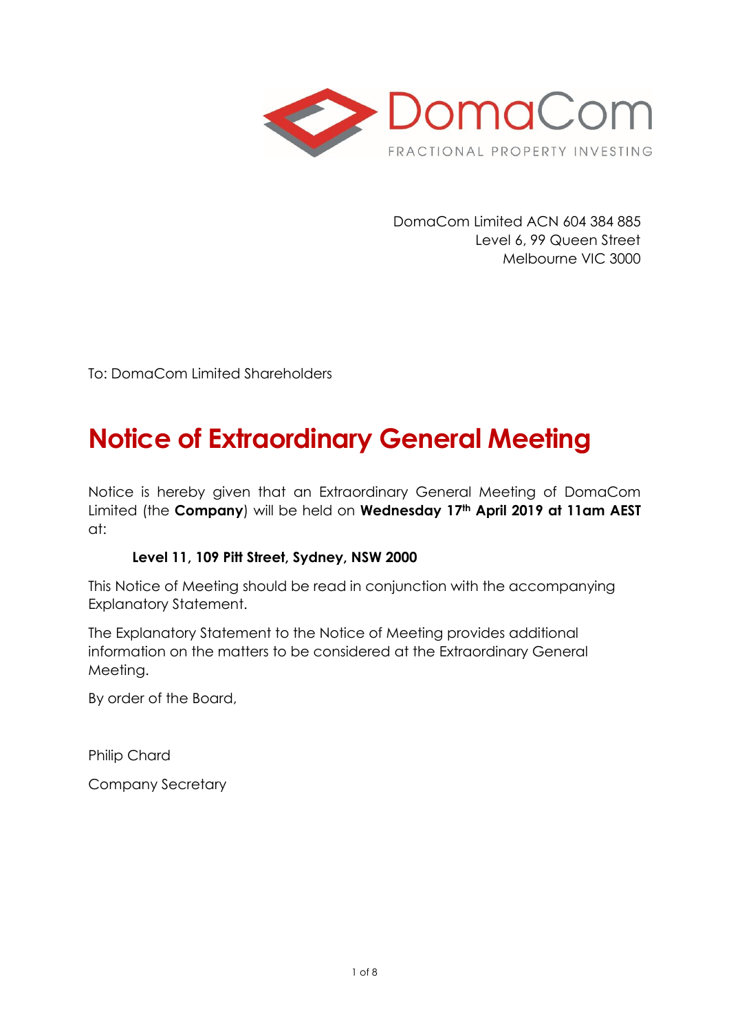DomaCom Limited ACN 604 384 885
Level 6, 99 Queen Street
Melbourne VIC 3000

To: DomaCom Limited Shareholders

# Notice of Extraordinary General Meeting

Notice is hereby given that an Extraordinary General Meeting of DomaCom Limited (the **Company**) will be held on **Wednesday 17th April 2019 at 11am AEST** at:

**Level 11, 109 Pitt Street, Sydney, NSW 2000**

This Notice of Meeting should be read in conjunction with the accompanying Explanatory Statement.

The Explanatory Statement to the Notice of Meeting provides additional information on the matters to be considered at the Extraordinary General Meeting.

By order of the Board,

Philip Chard

Company Secretary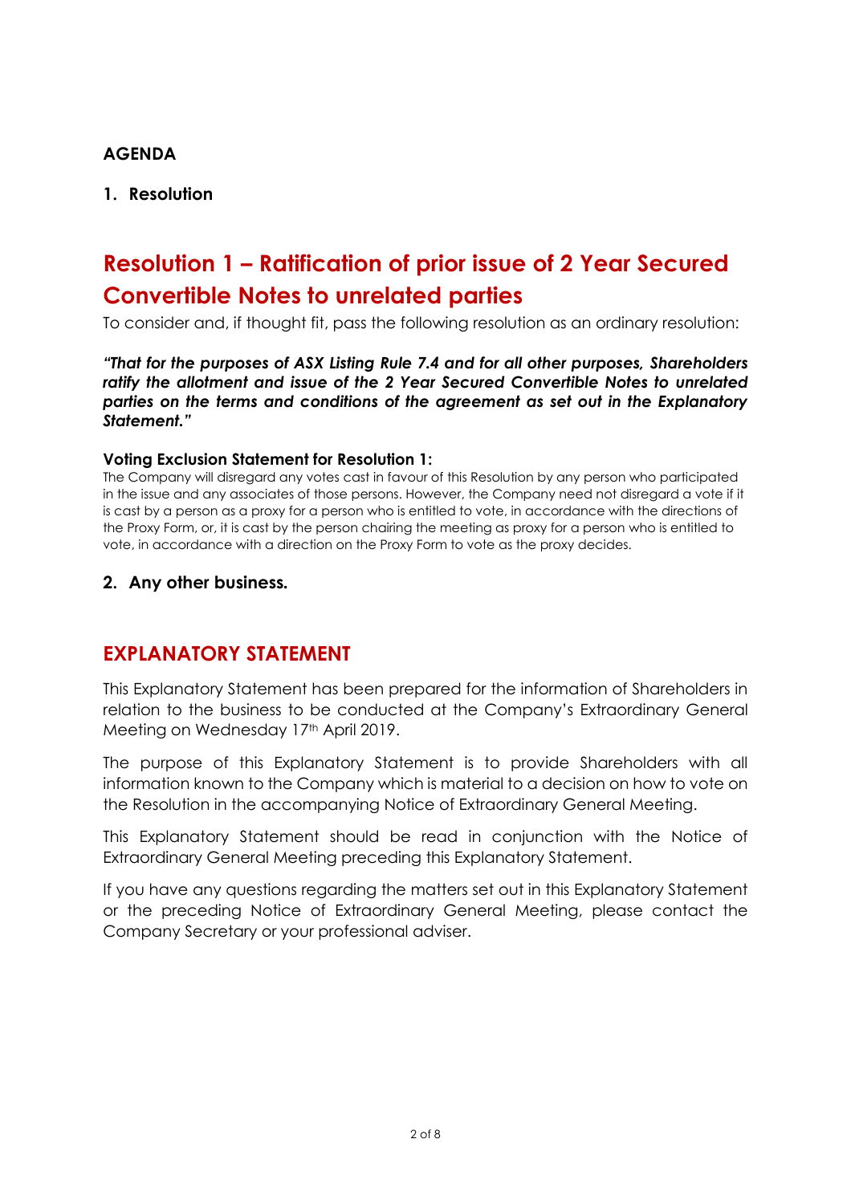## AGENDA

### 1. Resolution

# Resolution 1 – Ratification of prior issue of 2 Year Secured Convertible Notes to unrelated parties

To consider and, if thought fit, pass the following resolution as an ordinary resolution:

***"That for the purposes of ASX Listing Rule 7.4 and for all other purposes, Shareholders ratify the allotment and issue of the 2 Year Secured Convertible Notes to unrelated parties on the terms and conditions of the agreement as set out in the Explanatory Statement."***

**Voting Exclusion Statement for Resolution 1:**

The Company will disregard any votes cast in favour of this Resolution by any person who participated in the issue and any associates of those persons. However, the Company need not disregard a vote if it is cast by a person as a proxy for a person who is entitled to vote, in accordance with the directions of the Proxy Form, or, it is cast by the person chairing the meeting as proxy for a person who is entitled to vote, in accordance with a direction on the Proxy Form to vote as the proxy decides.

### 2. Any other business.

## EXPLANATORY STATEMENT

This Explanatory Statement has been prepared for the information of Shareholders in relation to the business to be conducted at the Company's Extraordinary General Meeting on Wednesday 17th April 2019.

The purpose of this Explanatory Statement is to provide Shareholders with all information known to the Company which is material to a decision on how to vote on the Resolution in the accompanying Notice of Extraordinary General Meeting.

This Explanatory Statement should be read in conjunction with the Notice of Extraordinary General Meeting preceding this Explanatory Statement.

If you have any questions regarding the matters set out in this Explanatory Statement or the preceding Notice of Extraordinary General Meeting, please contact the Company Secretary or your professional adviser.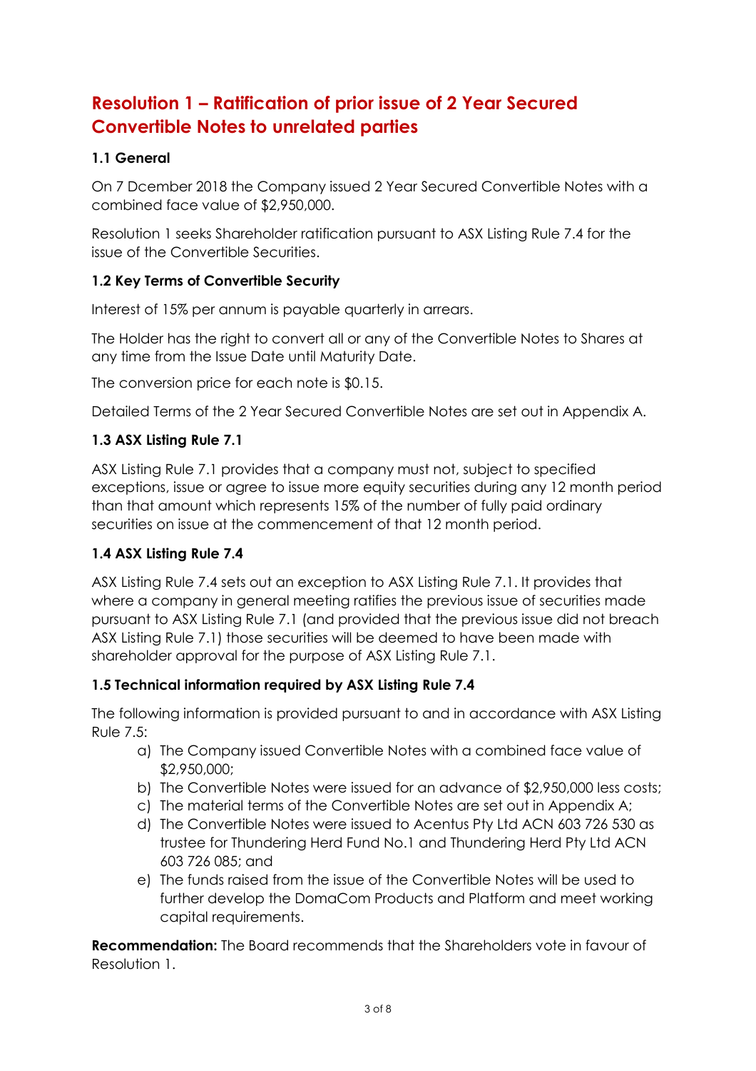## Resolution 1 – Ratification of prior issue of 2 Year Secured Convertible Notes to unrelated parties

### 1.1 General

On 7 Dcember 2018 the Company issued 2 Year Secured Convertible Notes with a combined face value of $2,950,000.

Resolution 1 seeks Shareholder ratification pursuant to ASX Listing Rule 7.4 for the issue of the Convertible Securities.

### 1.2 Key Terms of Convertible Security

Interest of 15% per annum is payable quarterly in arrears.

The Holder has the right to convert all or any of the Convertible Notes to Shares at any time from the Issue Date until Maturity Date.

The conversion price for each note is $0.15.

Detailed Terms of the 2 Year Secured Convertible Notes are set out in Appendix A.

### 1.3 ASX Listing Rule 7.1

ASX Listing Rule 7.1 provides that a company must not, subject to specified exceptions, issue or agree to issue more equity securities during any 12 month period than that amount which represents 15% of the number of fully paid ordinary securities on issue at the commencement of that 12 month period.

### 1.4 ASX Listing Rule 7.4

ASX Listing Rule 7.4 sets out an exception to ASX Listing Rule 7.1. It provides that where a company in general meeting ratifies the previous issue of securities made pursuant to ASX Listing Rule 7.1 (and provided that the previous issue did not breach ASX Listing Rule 7.1) those securities will be deemed to have been made with shareholder approval for the purpose of ASX Listing Rule 7.1.

### 1.5 Technical information required by ASX Listing Rule 7.4

The following information is provided pursuant to and in accordance with ASX Listing Rule 7.5:

a) The Company issued Convertible Notes with a combined face value of $2,950,000;
b) The Convertible Notes were issued for an advance of $2,950,000 less costs;
c) The material terms of the Convertible Notes are set out in Appendix A;
d) The Convertible Notes were issued to Acentus Pty Ltd ACN 603 726 530 as trustee for Thundering Herd Fund No.1 and Thundering Herd Pty Ltd ACN 603 726 085; and
e) The funds raised from the issue of the Convertible Notes will be used to further develop the DomaCom Products and Platform and meet working capital requirements.

**Recommendation:** The Board recommends that the Shareholders vote in favour of Resolution 1.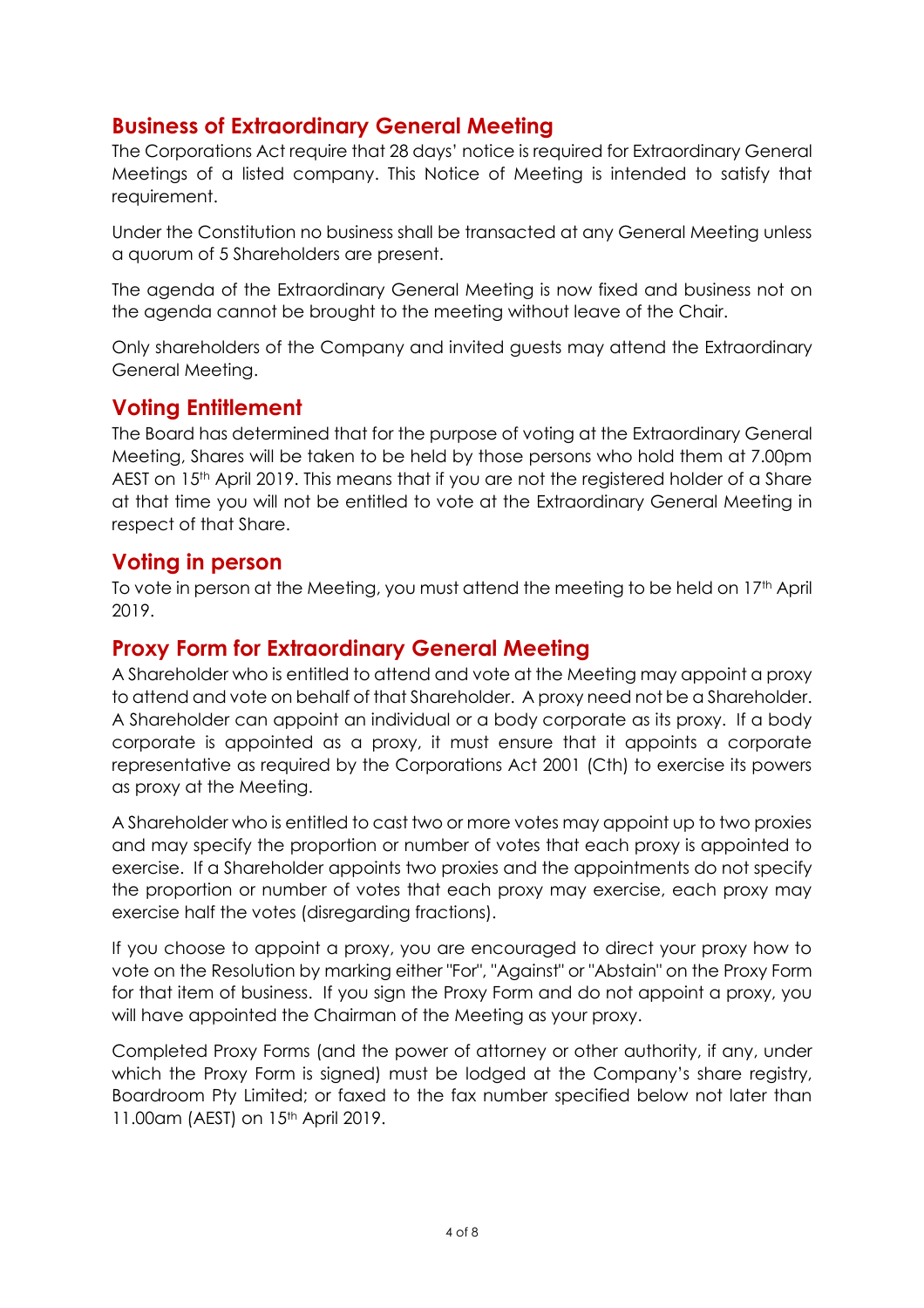## Business of Extraordinary General Meeting

The Corporations Act require that 28 days' notice is required for Extraordinary General Meetings of a listed company. This Notice of Meeting is intended to satisfy that requirement.

Under the Constitution no business shall be transacted at any General Meeting unless a quorum of 5 Shareholders are present.

The agenda of the Extraordinary General Meeting is now fixed and business not on the agenda cannot be brought to the meeting without leave of the Chair.

Only shareholders of the Company and invited guests may attend the Extraordinary General Meeting.

## Voting Entitlement

The Board has determined that for the purpose of voting at the Extraordinary General Meeting, Shares will be taken to be held by those persons who hold them at 7.00pm AEST on 15th April 2019. This means that if you are not the registered holder of a Share at that time you will not be entitled to vote at the Extraordinary General Meeting in respect of that Share.

## Voting in person

To vote in person at the Meeting, you must attend the meeting to be held on 17th April 2019.

## Proxy Form for Extraordinary General Meeting

A Shareholder who is entitled to attend and vote at the Meeting may appoint a proxy to attend and vote on behalf of that Shareholder. A proxy need not be a Shareholder. A Shareholder can appoint an individual or a body corporate as its proxy. If a body corporate is appointed as a proxy, it must ensure that it appoints a corporate representative as required by the Corporations Act 2001 (Cth) to exercise its powers as proxy at the Meeting.

A Shareholder who is entitled to cast two or more votes may appoint up to two proxies and may specify the proportion or number of votes that each proxy is appointed to exercise. If a Shareholder appoints two proxies and the appointments do not specify the proportion or number of votes that each proxy may exercise, each proxy may exercise half the votes (disregarding fractions).

If you choose to appoint a proxy, you are encouraged to direct your proxy how to vote on the Resolution by marking either "For", "Against" or "Abstain" on the Proxy Form for that item of business. If you sign the Proxy Form and do not appoint a proxy, you will have appointed the Chairman of the Meeting as your proxy.

Completed Proxy Forms (and the power of attorney or other authority, if any, under which the Proxy Form is signed) must be lodged at the Company's share registry, Boardroom Pty Limited; or faxed to the fax number specified below not later than 11.00am (AEST) on 15th April 2019.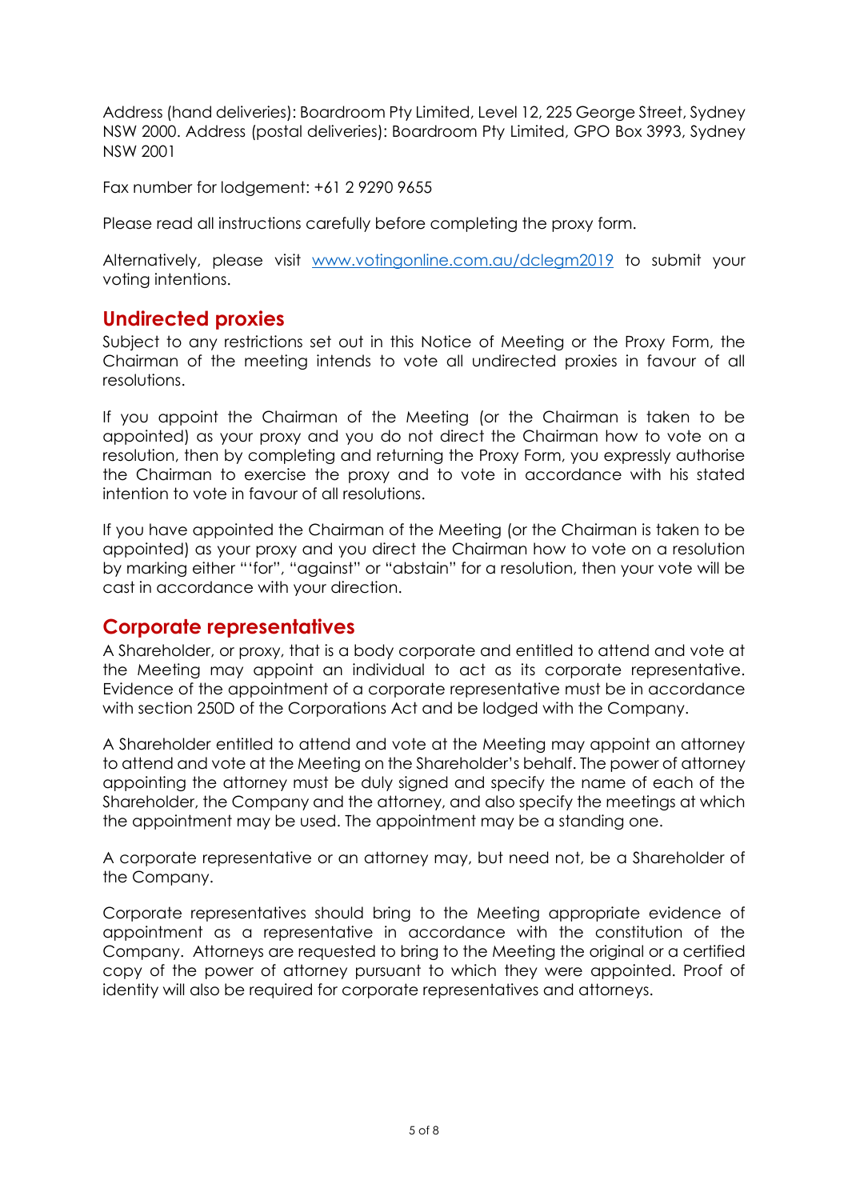Address (hand deliveries): Boardroom Pty Limited, Level 12, 225 George Street, Sydney NSW 2000. Address (postal deliveries): Boardroom Pty Limited, GPO Box 3993, Sydney NSW 2001

Fax number for lodgement: +61 2 9290 9655

Please read all instructions carefully before completing the proxy form.

Alternatively, please visit [www.votingonline.com.au/dclegm2019](www.votingonline.com.au/dclegm2019) to submit your voting intentions.

## Undirected proxies

Subject to any restrictions set out in this Notice of Meeting or the Proxy Form, the Chairman of the meeting intends to vote all undirected proxies in favour of all resolutions.

If you appoint the Chairman of the Meeting (or the Chairman is taken to be appointed) as your proxy and you do not direct the Chairman how to vote on a resolution, then by completing and returning the Proxy Form, you expressly authorise the Chairman to exercise the proxy and to vote in accordance with his stated intention to vote in favour of all resolutions.

If you have appointed the Chairman of the Meeting (or the Chairman is taken to be appointed) as your proxy and you direct the Chairman how to vote on a resolution by marking either "'for", "against" or "abstain" for a resolution, then your vote will be cast in accordance with your direction.

## Corporate representatives

A Shareholder, or proxy, that is a body corporate and entitled to attend and vote at the Meeting may appoint an individual to act as its corporate representative. Evidence of the appointment of a corporate representative must be in accordance with section 250D of the Corporations Act and be lodged with the Company.

A Shareholder entitled to attend and vote at the Meeting may appoint an attorney to attend and vote at the Meeting on the Shareholder's behalf. The power of attorney appointing the attorney must be duly signed and specify the name of each of the Shareholder, the Company and the attorney, and also specify the meetings at which the appointment may be used. The appointment may be a standing one.

A corporate representative or an attorney may, but need not, be a Shareholder of the Company.

Corporate representatives should bring to the Meeting appropriate evidence of appointment as a representative in accordance with the constitution of the Company. Attorneys are requested to bring to the Meeting the original or a certified copy of the power of attorney pursuant to which they were appointed. Proof of identity will also be required for corporate representatives and attorneys.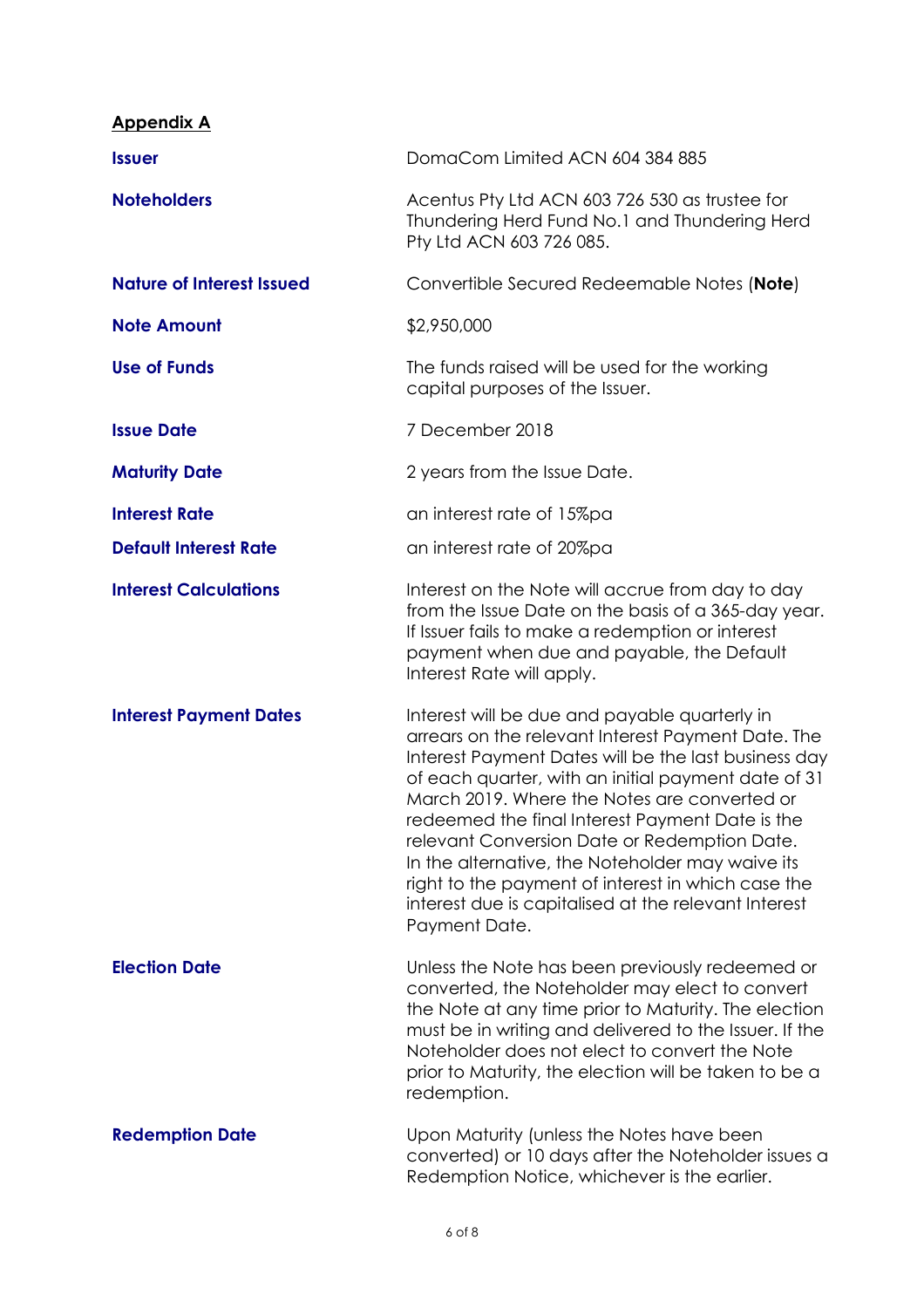**Appendix A**

| | |
|---|---|
| **Issuer** | DomaCom Limited ACN 604 384 885 |
| **Noteholders** | Acentus Pty Ltd ACN 603 726 530 as trustee for Thundering Herd Fund No.1 and Thundering Herd Pty Ltd ACN 603 726 085. |
| **Nature of Interest Issued** | Convertible Secured Redeemable Notes (**Note**) |
| **Note Amount** | $2,950,000 |
| **Use of Funds** | The funds raised will be used for the working capital purposes of the Issuer. |
| **Issue Date** | 7 December 2018 |
| **Maturity Date** | 2 years from the Issue Date. |
| **Interest Rate** | an interest rate of 15%pa |
| **Default Interest Rate** | an interest rate of 20%pa |
| **Interest Calculations** | Interest on the Note will accrue from day to day from the Issue Date on the basis of a 365-day year. If Issuer fails to make a redemption or interest payment when due and payable, the Default Interest Rate will apply. |
| **Interest Payment Dates** | Interest will be due and payable quarterly in arrears on the relevant Interest Payment Date. The Interest Payment Dates will be the last business day of each quarter, with an initial payment date of 31 March 2019. Where the Notes are converted or redeemed the final Interest Payment Date is the relevant Conversion Date or Redemption Date. In the alternative, the Noteholder may waive its right to the payment of interest in which case the interest due is capitalised at the relevant Interest Payment Date. |
| **Election Date** | Unless the Note has been previously redeemed or converted, the Noteholder may elect to convert the Note at any time prior to Maturity. The election must be in writing and delivered to the Issuer. If the Noteholder does not elect to convert the Note prior to Maturity, the election will be taken to be a redemption. |
| **Redemption Date** | Upon Maturity (unless the Notes have been converted) or 10 days after the Noteholder issues a Redemption Notice, whichever is the earlier. |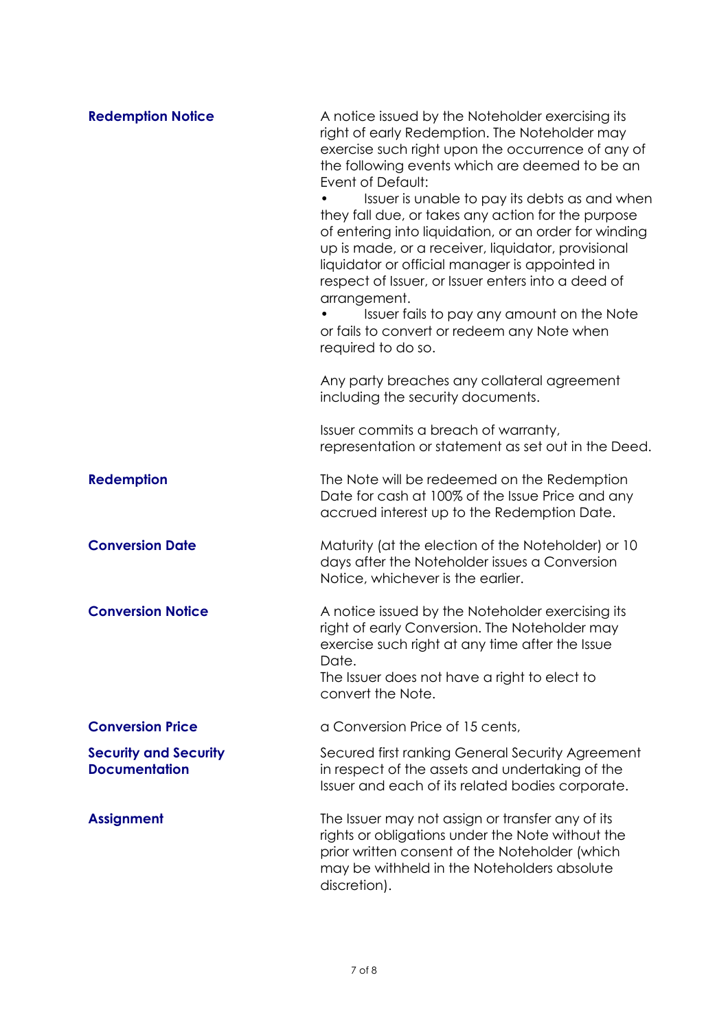| | |
|---|---|
| **Redemption Notice** | A notice issued by the Noteholder exercising its right of early Redemption. The Noteholder may exercise such right upon the occurrence of any of the following events which are deemed to be an Event of Default:<br>• Issuer is unable to pay its debts as and when they fall due, or takes any action for the purpose of entering into liquidation, or an order for winding up is made, or a receiver, liquidator, provisional liquidator or official manager is appointed in respect of Issuer, or Issuer enters into a deed of arrangement.<br>• Issuer fails to pay any amount on the Note or fails to convert or redeem any Note when required to do so.<br><br>Any party breaches any collateral agreement including the security documents.<br><br>Issuer commits a breach of warranty, representation or statement as set out in the Deed. |
| **Redemption** | The Note will be redeemed on the Redemption Date for cash at 100% of the Issue Price and any accrued interest up to the Redemption Date. |
| **Conversion Date** | Maturity (at the election of the Noteholder) or 10 days after the Noteholder issues a Conversion Notice, whichever is the earlier. |
| **Conversion Notice** | A notice issued by the Noteholder exercising its right of early Conversion. The Noteholder may exercise such right at any time after the Issue Date.<br>The Issuer does not have a right to elect to convert the Note. |
| **Conversion Price** | a Conversion Price of 15 cents, |
| **Security and Security Documentation** | Secured first ranking General Security Agreement in respect of the assets and undertaking of the Issuer and each of its related bodies corporate. |
| **Assignment** | The Issuer may not assign or transfer any of its rights or obligations under the Note without the prior written consent of the Noteholder (which may be withheld in the Noteholders absolute discretion). |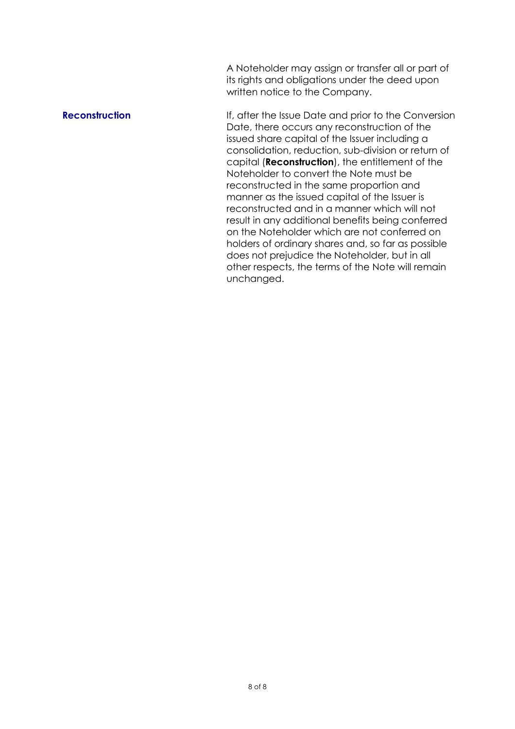A Noteholder may assign or transfer all or part of its rights and obligations under the deed upon written notice to the Company.

**Reconstruction**

If, after the Issue Date and prior to the Conversion Date, there occurs any reconstruction of the issued share capital of the Issuer including a consolidation, reduction, sub-division or return of capital (**Reconstruction**), the entitlement of the Noteholder to convert the Note must be reconstructed in the same proportion and manner as the issued capital of the Issuer is reconstructed and in a manner which will not result in any additional benefits being conferred on the Noteholder which are not conferred on holders of ordinary shares and, so far as possible does not prejudice the Noteholder, but in all other respects, the terms of the Note will remain unchanged.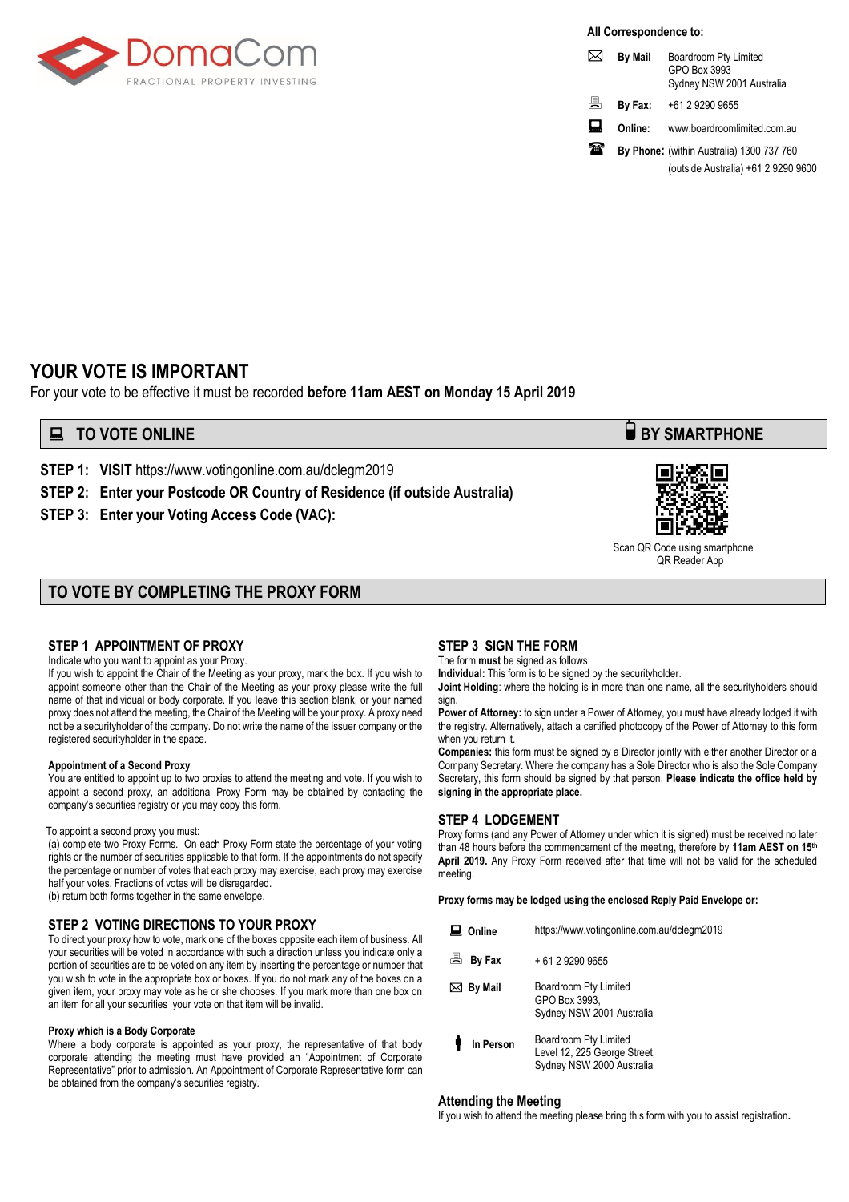DomaCom

FRACTIONAL PROPERTY INVESTING

**All Correspondence to:**

| | |
|---|---|
| **By Mail** | Boardroom Pty Limited<br>GPO Box 3993<br>Sydney NSW 2001 Australia |
| **By Fax:** | +61 2 9290 9655 |
| **Online:** | www.boardroomlimited.com.au |
| **By Phone:** | (within Australia) 1300 737 760<br>(outside Australia) +61 2 9290 9600 |

# YOUR VOTE IS IMPORTANT

For your vote to be effective it must be recorded **before 11am AEST on Monday 15 April 2019**

## TO VOTE ONLINE

**STEP 1: VISIT** https://www.votingonline.com.au/dclegm2019

**STEP 2: Enter your Postcode OR Country of Residence (if outside Australia)**

**STEP 3: Enter your Voting Access Code (VAC):**

## BY SMARTPHONE

Scan QR Code using smartphone QR Reader App

## TO VOTE BY COMPLETING THE PROXY FORM

### STEP 1 APPOINTMENT OF PROXY

Indicate who you want to appoint as your Proxy.

If you wish to appoint the Chair of the Meeting as your proxy, mark the box. If you wish to appoint someone other than the Chair of the Meeting as your proxy please write the full name of that individual or body corporate. If you leave this section blank, or your named proxy does not attend the meeting, the Chair of the Meeting will be your proxy. A proxy need not be a securityholder of the company. Do not write the name of the issuer company or the registered securityholder in the space.

**Appointment of a Second Proxy**

You are entitled to appoint up to two proxies to attend the meeting and vote. If you wish to appoint a second proxy, an additional Proxy Form may be obtained by contacting the company's securities registry or you may copy this form.

To appoint a second proxy you must:

(a) complete two Proxy Forms. On each Proxy Form state the percentage of your voting rights or the number of securities applicable to that form. If the appointments do not specify the percentage or number of votes that each proxy may exercise, each proxy may exercise half your votes. Fractions of votes will be disregarded.

(b) return both forms together in the same envelope.

### STEP 2 VOTING DIRECTIONS TO YOUR PROXY

To direct your proxy how to vote, mark one of the boxes opposite each item of business. All your securities will be voted in accordance with such a direction unless you indicate only a portion of securities are to be voted on any item by inserting the percentage or number that you wish to vote in the appropriate box or boxes. If you do not mark any of the boxes on a given item, your proxy may vote as he or she chooses. If you mark more than one box on an item for all your securities your vote on that item will be invalid.

**Proxy which is a Body Corporate**

Where a body corporate is appointed as your proxy, the representative of that body corporate attending the meeting must have provided an "Appointment of Corporate Representative" prior to admission. An Appointment of Corporate Representative form can be obtained from the company's securities registry.

### STEP 3 SIGN THE FORM

The form **must** be signed as follows:

**Individual:** This form is to be signed by the securityholder.

**Joint Holding**: where the holding is in more than one name, all the securityholders should sign.

**Power of Attorney:** to sign under a Power of Attorney, you must have already lodged it with the registry. Alternatively, attach a certified photocopy of the Power of Attorney to this form when you return it.

**Companies:** this form must be signed by a Director jointly with either another Director or a Company Secretary. Where the company has a Sole Director who is also the Sole Company Secretary, this form should be signed by that person. **Please indicate the office held by signing in the appropriate place.**

### STEP 4 LODGEMENT

Proxy forms (and any Power of Attorney under which it is signed) must be received no later than 48 hours before the commencement of the meeting, therefore by **11am AEST on 15th April 2019.** Any Proxy Form received after that time will not be valid for the scheduled meeting.

**Proxy forms may be lodged using the enclosed Reply Paid Envelope or:**

| | |
|---|---|
| **Online** | https://www.votingonline.com.au/dclegm2019 |
| **By Fax** | + 61 2 9290 9655 |
| **By Mail** | Boardroom Pty Limited<br>GPO Box 3993,<br>Sydney NSW 2001 Australia |
| **In Person** | Boardroom Pty Limited<br>Level 12, 225 George Street,<br>Sydney NSW 2000 Australia |

### Attending the Meeting

If you wish to attend the meeting please bring this form with you to assist registration.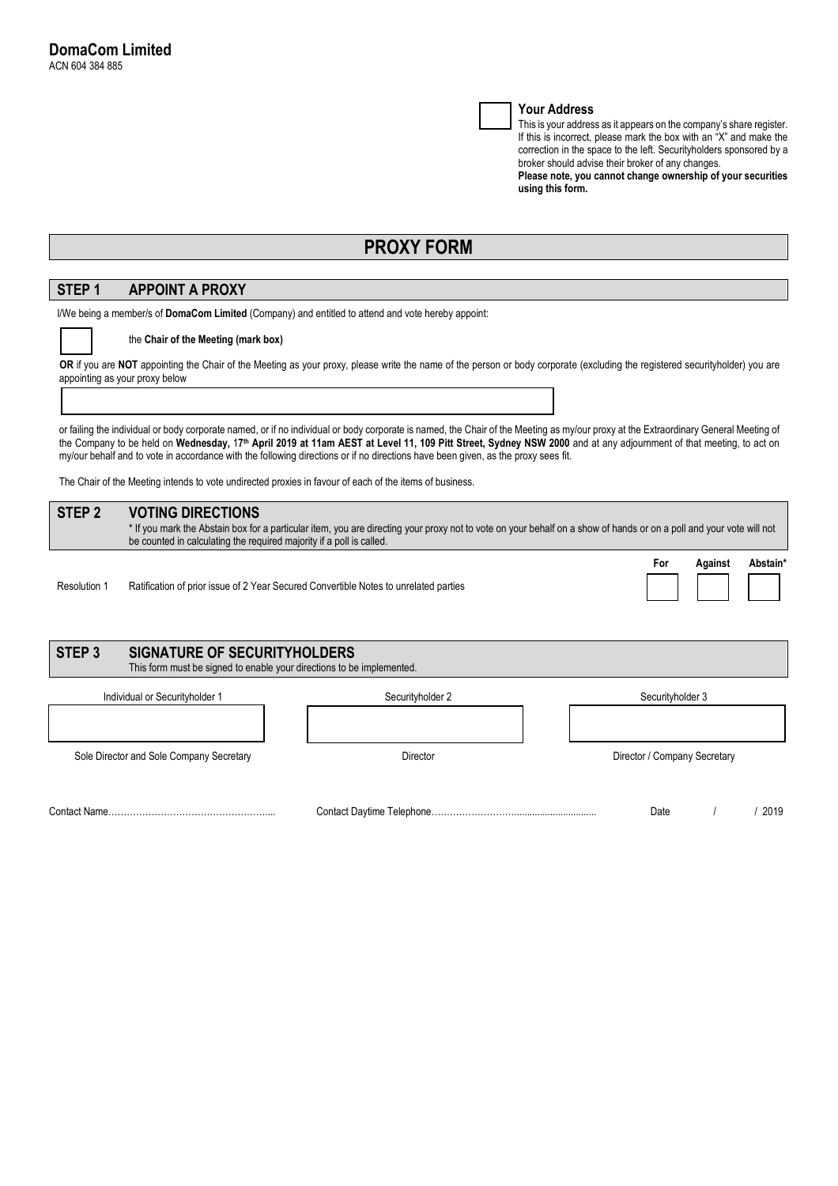# DomaCom Limited

ACN 604 384 885

**Your Address**

This is your address as it appears on the company's share register. If this is incorrect, please mark the box with an "X" and make the correction in the space to the left. Securityholders sponsored by a broker should advise their broker of any changes.

**Please note, you cannot change ownership of your securities using this form.**

## PROXY FORM

### STEP 1 APPOINT A PROXY

I/We being a member/s of **DomaCom Limited** (Company) and entitled to attend and vote hereby appoint:

☐ the **Chair of the Meeting (mark box)**

**OR** if you are **NOT** appointing the Chair of the Meeting as your proxy, please write the name of the person or body corporate (excluding the registered securityholder) you are appointing as your proxy below

or failing the individual or body corporate named, or if no individual or body corporate is named, the Chair of the Meeting as my/our proxy at the Extraordinary General Meeting of the Company to be held on **Wednesday, 17th April 2019 at 11am AEST at Level 11, 109 Pitt Street, Sydney NSW 2000** and at any adjournment of that meeting, to act on my/our behalf and to vote in accordance with the following directions or if no directions have been given, as the proxy sees fit.

The Chair of the Meeting intends to vote undirected proxies in favour of each of the items of business.

### STEP 2 VOTING DIRECTIONS

\* If you mark the Abstain box for a particular item, you are directing your proxy not to vote on your behalf on a show of hands or on a poll and your vote will not be counted in calculating the required majority if a poll is called.

| | | For | Against | Abstain* |
|---|---|---|---|---|
| Resolution 1 | Ratification of prior issue of 2 Year Secured Convertible Notes to unrelated parties | ☐ | ☐ | ☐ |

### STEP 3 SIGNATURE OF SECURITYHOLDERS

This form must be signed to enable your directions to be implemented.

| Individual or Securityholder 1 | Securityholder 2 | Securityholder 3 |
|---|---|---|
| | | |
| Sole Director and Sole Company Secretary | Director | Director / Company Secretary |

Contact Name……………………………………………... Contact Daytime Telephone……………………….............................. Date / / 2019